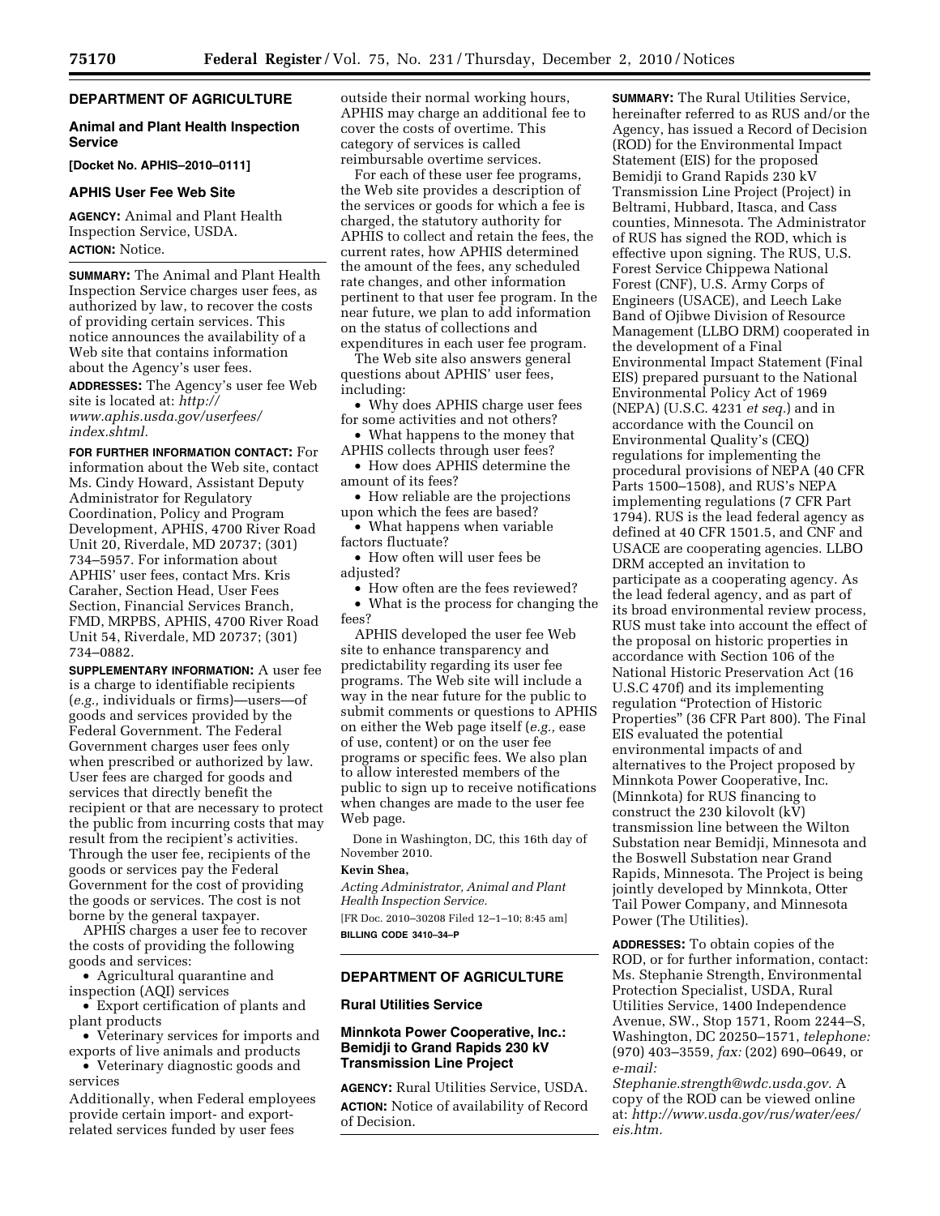## DEPARTMENT OF AGRICULTURE

### Animal and Plant Health Inspection Service

**[Docket No. APHIS–2010–0111]**

### APHIS User Fee Web Site

**AGENCY:** Animal and Plant Health Inspection Service, USDA.

**ACTION:** Notice.

**SUMMARY:** The Animal and Plant Health Inspection Service charges user fees, as authorized by law, to recover the costs of providing certain services. This notice announces the availability of a Web site that contains information about the Agency's user fees.

**ADDRESSES:** The Agency's user fee Web site is located at: *http://www.aphis.usda.gov/userfees/index.shtml.*

**FOR FURTHER INFORMATION CONTACT:** For information about the Web site, contact Ms. Cindy Howard, Assistant Deputy Administrator for Regulatory Coordination, Policy and Program Development, APHIS, 4700 River Road Unit 20, Riverdale, MD 20737; (301) 734–5957. For information about APHIS' user fees, contact Mrs. Kris Caraher, Section Head, User Fees Section, Financial Services Branch, FMD, MRPBS, APHIS, 4700 River Road Unit 54, Riverdale, MD 20737; (301) 734–0882.

**SUPPLEMENTARY INFORMATION:** A user fee is a charge to identifiable recipients (*e.g.,* individuals or firms)—users—of goods and services provided by the Federal Government. The Federal Government charges user fees only when prescribed or authorized by law. User fees are charged for goods and services that directly benefit the recipient or that are necessary to protect the public from incurring costs that may result from the recipient's activities. Through the user fee, recipients of the goods or services pay the Federal Government for the cost of providing the goods or services. The cost is not borne by the general taxpayer.

APHIS charges a user fee to recover the costs of providing the following goods and services:

- Agricultural quarantine and inspection (AQI) services
- Export certification of plants and plant products
- Veterinary services for imports and exports of live animals and products
- Veterinary diagnostic goods and services

Additionally, when Federal employees provide certain import- and export-related services funded by user fees outside their normal working hours, APHIS may charge an additional fee to cover the costs of overtime. This category of services is called reimbursable overtime services.

For each of these user fee programs, the Web site provides a description of the services or goods for which a fee is charged, the statutory authority for APHIS to collect and retain the fees, the current rates, how APHIS determined the amount of the fees, any scheduled rate changes, and other information pertinent to that user fee program. In the near future, we plan to add information on the status of collections and expenditures in each user fee program.

The Web site also answers general questions about APHIS' user fees, including:

- Why does APHIS charge user fees for some activities and not others?
- What happens to the money that APHIS collects through user fees?
- How does APHIS determine the amount of its fees?
- How reliable are the projections upon which the fees are based?
- What happens when variable factors fluctuate?
- How often will user fees be adjusted?
- How often are the fees reviewed?
- What is the process for changing the fees?

APHIS developed the user fee Web site to enhance transparency and predictability regarding its user fee programs. The Web site will include a way in the near future for the public to submit comments or questions to APHIS on either the Web page itself (*e.g.,* ease of use, content) or on the user fee programs or specific fees. We also plan to allow interested members of the public to sign up to receive notifications when changes are made to the user fee Web page.

Done in Washington, DC, this 16th day of November 2010.

**Kevin Shea,**

*Acting Administrator, Animal and Plant Health Inspection Service.*

[FR Doc. 2010–30208 Filed 12–1–10; 8:45 am]

**BILLING CODE 3410–34–P**

## DEPARTMENT OF AGRICULTURE

### Rural Utilities Service

### Minnkota Power Cooperative, Inc.: Bemidji to Grand Rapids 230 kV Transmission Line Project

**AGENCY:** Rural Utilities Service, USDA.

**ACTION:** Notice of availability of Record of Decision.

**SUMMARY:** The Rural Utilities Service, hereinafter referred to as RUS and/or the Agency, has issued a Record of Decision (ROD) for the Environmental Impact Statement (EIS) for the proposed Bemidji to Grand Rapids 230 kV Transmission Line Project (Project) in Beltrami, Hubbard, Itasca, and Cass counties, Minnesota. The Administrator of RUS has signed the ROD, which is effective upon signing. The RUS, U.S. Forest Service Chippewa National Forest (CNF), U.S. Army Corps of Engineers (USACE), and Leech Lake Band of Ojibwe Division of Resource Management (LLBO DRM) cooperated in the development of a Final Environmental Impact Statement (Final EIS) prepared pursuant to the National Environmental Policy Act of 1969 (NEPA) (U.S.C. 4231 *et seq.*) and in accordance with the Council on Environmental Quality's (CEQ) regulations for implementing the procedural provisions of NEPA (40 CFR Parts 1500–1508), and RUS's NEPA implementing regulations (7 CFR Part 1794). RUS is the lead federal agency as defined at 40 CFR 1501.5, and CNF and USACE are cooperating agencies. LLBO DRM accepted an invitation to participate as a cooperating agency. As the lead federal agency, and as part of its broad environmental review process, RUS must take into account the effect of the proposal on historic properties in accordance with Section 106 of the National Historic Preservation Act (16 U.S.C 470f) and its implementing regulation "Protection of Historic Properties" (36 CFR Part 800). The Final EIS evaluated the potential environmental impacts of and alternatives to the Project proposed by Minnkota Power Cooperative, Inc. (Minnkota) for RUS financing to construct the 230 kilovolt (kV) transmission line between the Wilton Substation near Bemidji, Minnesota and the Boswell Substation near Grand Rapids, Minnesota. The Project is being jointly developed by Minnkota, Otter Tail Power Company, and Minnesota Power (The Utilities).

**ADDRESSES:** To obtain copies of the ROD, or for further information, contact: Ms. Stephanie Strength, Environmental Protection Specialist, USDA, Rural Utilities Service, 1400 Independence Avenue, SW., Stop 1571, Room 2244–S, Washington, DC 20250–1571, *telephone:* (970) 403–3559, *fax:* (202) 690–0649, or *e-mail: Stephanie.strength@wdc.usda.gov.* A copy of the ROD can be viewed online at: *http://www.usda.gov/rus/water/ees/eis.htm.*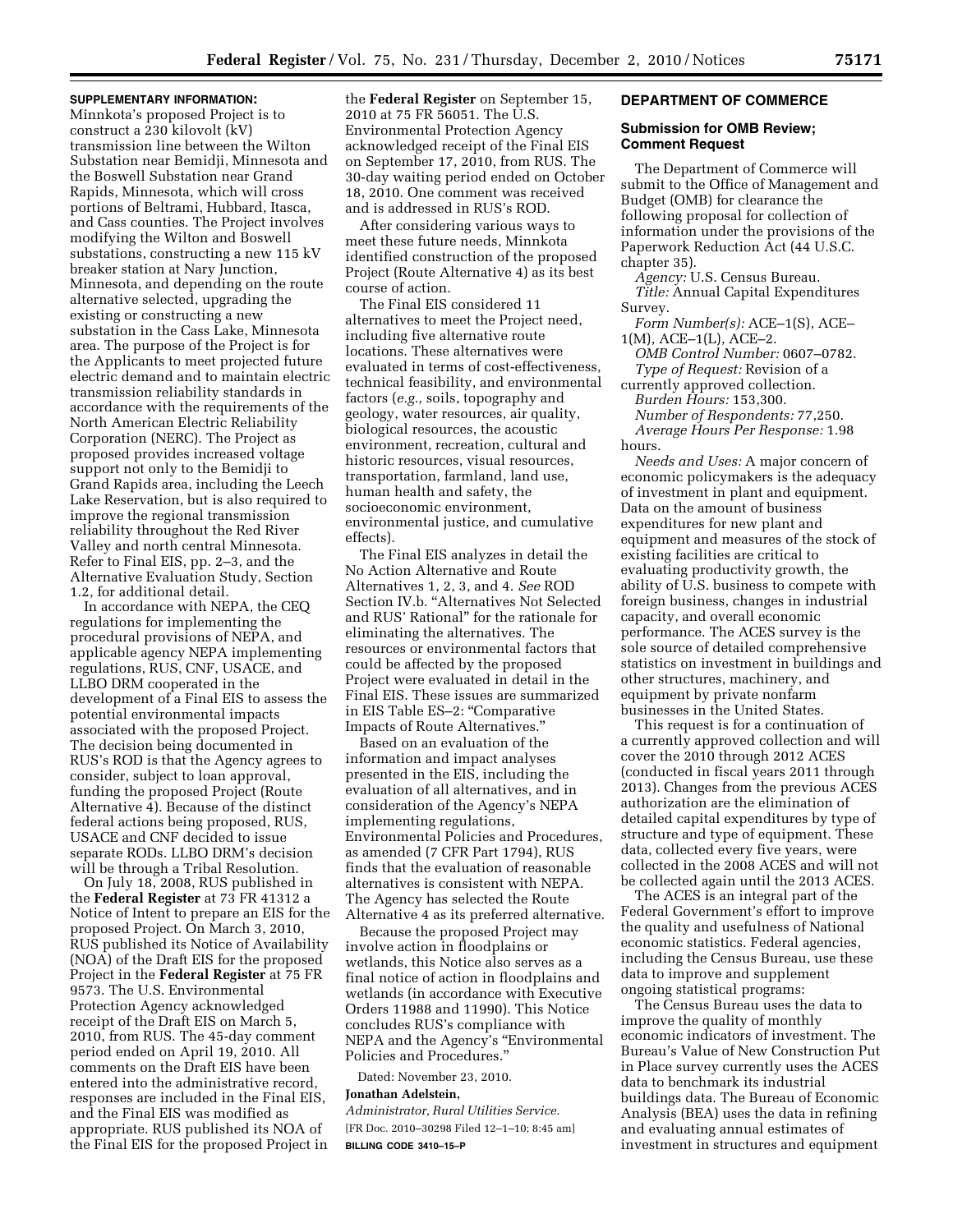**SUPPLEMENTARY INFORMATION:** Minnkota's proposed Project is to construct a 230 kilovolt (kV) transmission line between the Wilton Substation near Bemidji, Minnesota and the Boswell Substation near Grand Rapids, Minnesota, which will cross portions of Beltrami, Hubbard, Itasca, and Cass counties. The Project involves modifying the Wilton and Boswell substations, constructing a new 115 kV breaker station at Nary Junction, Minnesota, and depending on the route alternative selected, upgrading the existing or constructing a new substation in the Cass Lake, Minnesota area. The purpose of the Project is for the Applicants to meet projected future electric demand and to maintain electric transmission reliability standards in accordance with the requirements of the North American Electric Reliability Corporation (NERC). The Project as proposed provides increased voltage support not only to the Bemidji to Grand Rapids area, including the Leech Lake Reservation, but is also required to improve the regional transmission reliability throughout the Red River Valley and north central Minnesota. Refer to Final EIS, pp. 2–3, and the Alternative Evaluation Study, Section 1.2, for additional detail.

In accordance with NEPA, the CEQ regulations for implementing the procedural provisions of NEPA, and applicable agency NEPA implementing regulations, RUS, CNF, USACE, and LLBO DRM cooperated in the development of a Final EIS to assess the potential environmental impacts associated with the proposed Project. The decision being documented in RUS's ROD is that the Agency agrees to consider, subject to loan approval, funding the proposed Project (Route Alternative 4). Because of the distinct federal actions being proposed, RUS, USACE and CNF decided to issue separate RODs. LLBO DRM's decision will be through a Tribal Resolution.

On July 18, 2008, RUS published in the **Federal Register** at 73 FR 41312 a Notice of Intent to prepare an EIS for the proposed Project. On March 3, 2010, RUS published its Notice of Availability (NOA) of the Draft EIS for the proposed Project in the **Federal Register** at 75 FR 9573. The U.S. Environmental Protection Agency acknowledged receipt of the Draft EIS on March 5, 2010, from RUS. The 45-day comment period ended on April 19, 2010. All comments on the Draft EIS have been entered into the administrative record, responses are included in the Final EIS, and the Final EIS was modified as appropriate. RUS published its NOA of the Final EIS for the proposed Project in the **Federal Register** on September 15, 2010 at 75 FR 56051. The U.S. Environmental Protection Agency acknowledged receipt of the Final EIS on September 17, 2010, from RUS. The 30-day waiting period ended on October 18, 2010. One comment was received and is addressed in RUS's ROD.

After considering various ways to meet these future needs, Minnkota identified construction of the proposed Project (Route Alternative 4) as its best course of action.

The Final EIS considered 11 alternatives to meet the Project need, including five alternative route locations. These alternatives were evaluated in terms of cost-effectiveness, technical feasibility, and environmental factors (*e.g.,* soils, topography and geology, water resources, air quality, biological resources, the acoustic environment, recreation, cultural and historic resources, visual resources, transportation, farmland, land use, human health and safety, the socioeconomic environment, environmental justice, and cumulative effects).

The Final EIS analyzes in detail the No Action Alternative and Route Alternatives 1, 2, 3, and 4. *See* ROD Section IV.b. "Alternatives Not Selected and RUS' Rational" for the rationale for eliminating the alternatives. The resources or environmental factors that could be affected by the proposed Project were evaluated in detail in the Final EIS. These issues are summarized in EIS Table ES–2: "Comparative Impacts of Route Alternatives."

Based on an evaluation of the information and impact analyses presented in the EIS, including the evaluation of all alternatives, and in consideration of the Agency's NEPA implementing regulations, Environmental Policies and Procedures, as amended (7 CFR Part 1794), RUS finds that the evaluation of reasonable alternatives is consistent with NEPA. The Agency has selected the Route Alternative 4 as its preferred alternative.

Because the proposed Project may involve action in floodplains or wetlands, this Notice also serves as a final notice of action in floodplains and wetlands (in accordance with Executive Orders 11988 and 11990). This Notice concludes RUS's compliance with NEPA and the Agency's "Environmental Policies and Procedures."

Dated: November 23, 2010.

**Jonathan Adelstein,**

*Administrator, Rural Utilities Service.*

[FR Doc. 2010–30298 Filed 12–1–10; 8:45 am]

**BILLING CODE 3410–15–P**

## DEPARTMENT OF COMMERCE

### Submission for OMB Review; Comment Request

The Department of Commerce will submit to the Office of Management and Budget (OMB) for clearance the following proposal for collection of information under the provisions of the Paperwork Reduction Act (44 U.S.C. chapter 35).

*Agency:* U.S. Census Bureau.

*Title:* Annual Capital Expenditures Survey.

*Form Number(s):* ACE–1(S), ACE–1(M), ACE–1(L), ACE–2.

*OMB Control Number:* 0607–0782.

*Type of Request:* Revision of a currently approved collection.

*Burden Hours:* 153,300.

*Number of Respondents:* 77,250.

*Average Hours Per Response:* 1.98 hours.

*Needs and Uses:* A major concern of economic policymakers is the adequacy of investment in plant and equipment. Data on the amount of business expenditures for new plant and equipment and measures of the stock of existing facilities are critical to evaluating productivity growth, the ability of U.S. business to compete with foreign business, changes in industrial capacity, and overall economic performance. The ACES survey is the sole source of detailed comprehensive statistics on investment in buildings and other structures, machinery, and equipment by private nonfarm businesses in the United States.

This request is for a continuation of a currently approved collection and will cover the 2010 through 2012 ACES (conducted in fiscal years 2011 through 2013). Changes from the previous ACES authorization are the elimination of detailed capital expenditures by type of structure and type of equipment. These data, collected every five years, were collected in the 2008 ACES and will not be collected again until the 2013 ACES.

The ACES is an integral part of the Federal Government's effort to improve the quality and usefulness of National economic statistics. Federal agencies, including the Census Bureau, use these data to improve and supplement ongoing statistical programs:

The Census Bureau uses the data to improve the quality of monthly economic indicators of investment. The Bureau's Value of New Construction Put in Place survey currently uses the ACES data to benchmark its industrial buildings data. The Bureau of Economic Analysis (BEA) uses the data in refining and evaluating annual estimates of investment in structures and equipment